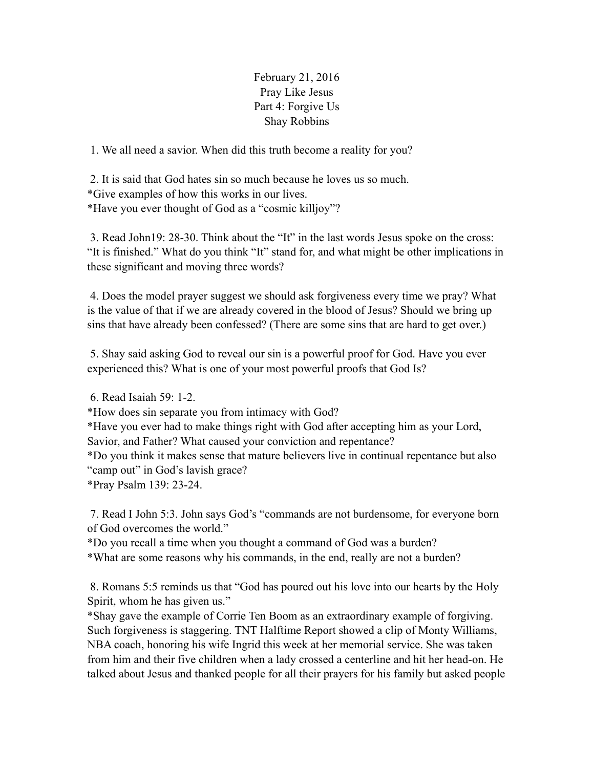# February 21, 2016
# Pray Like Jesus
## Part 4: Forgive Us
### Shay Robbins

1. We all need a savior. When did this truth become a reality for you?

2. It is said that God hates sin so much because he loves us so much.
*Give examples of how this works in our lives.
*Have you ever thought of God as a "cosmic killjoy"?

3. Read John19: 28-30. Think about the "It" in the last words Jesus spoke on the cross: "It is finished." What do you think "It" stand for, and what might be other implications in these significant and moving three words?

4. Does the model prayer suggest we should ask forgiveness every time we pray? What is the value of that if we are already covered in the blood of Jesus? Should we bring up sins that have already been confessed? (There are some sins that are hard to get over.)

5. Shay said asking God to reveal our sin is a powerful proof for God. Have you ever experienced this? What is one of your most powerful proofs that God Is?

6. Read Isaiah 59: 1-2.
*How does sin separate you from intimacy with God?
*Have you ever had to make things right with God after accepting him as your Lord, Savior, and Father? What caused your conviction and repentance?
*Do you think it makes sense that mature believers live in continual repentance but also "camp out" in God's lavish grace?
*Pray Psalm 139: 23-24.

7. Read I John 5:3. John says God's "commands are not burdensome, for everyone born of God overcomes the world."
*Do you recall a time when you thought a command of God was a burden?
*What are some reasons why his commands, in the end, really are not a burden?

8. Romans 5:5 reminds us that "God has poured out his love into our hearts by the Holy Spirit, whom he has given us."
*Shay gave the example of Corrie Ten Boom as an extraordinary example of forgiving. Such forgiveness is staggering. TNT Halftime Report showed a clip of Monty Williams, NBA coach, honoring his wife Ingrid this week at her memorial service. She was taken from him and their five children when a lady crossed a centerline and hit her head-on. He talked about Jesus and thanked people for all their prayers for his family but asked people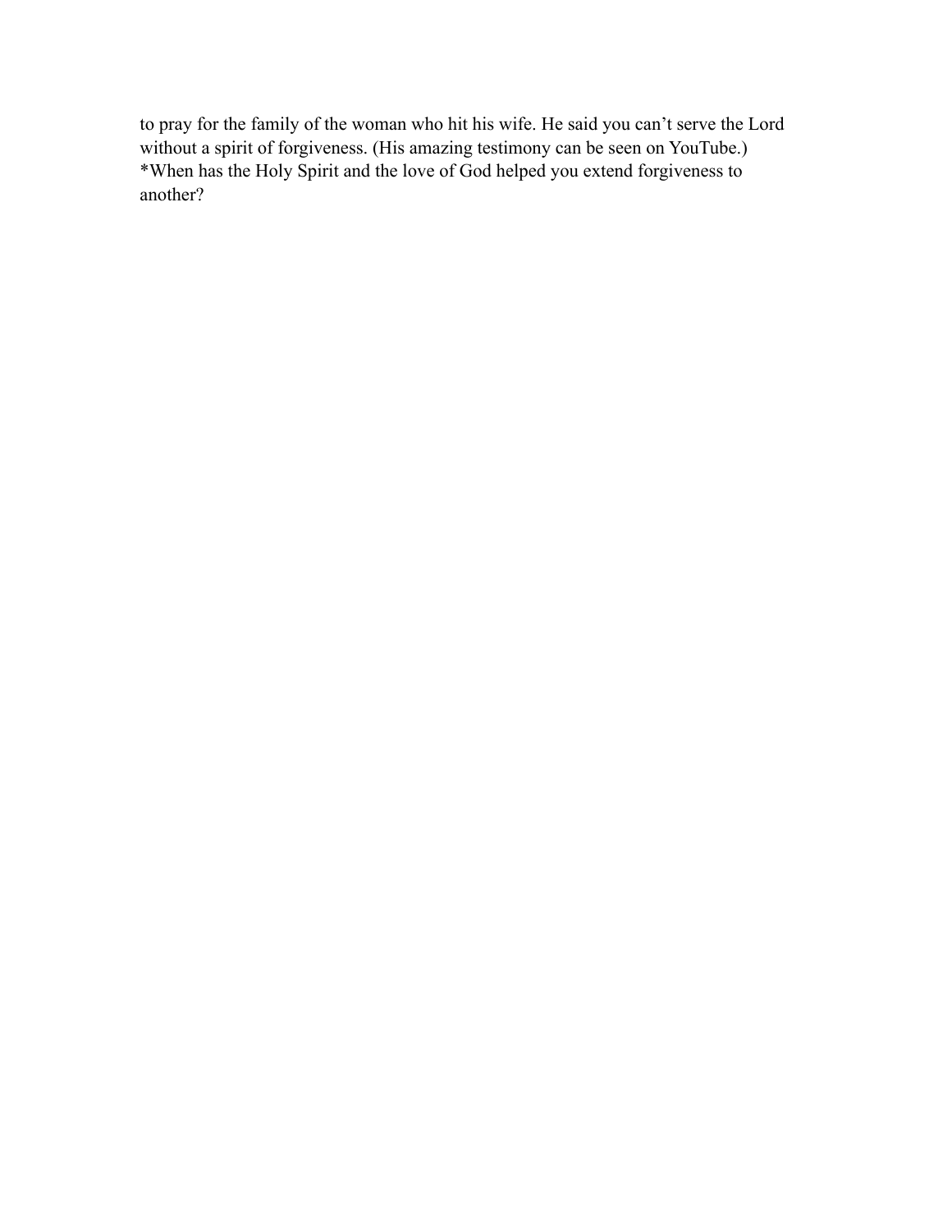to pray for the family of the woman who hit his wife. He said you can't serve the Lord without a spirit of forgiveness. (His amazing testimony can be seen on YouTube.)

*When has the Holy Spirit and the love of God helped you extend forgiveness to another?